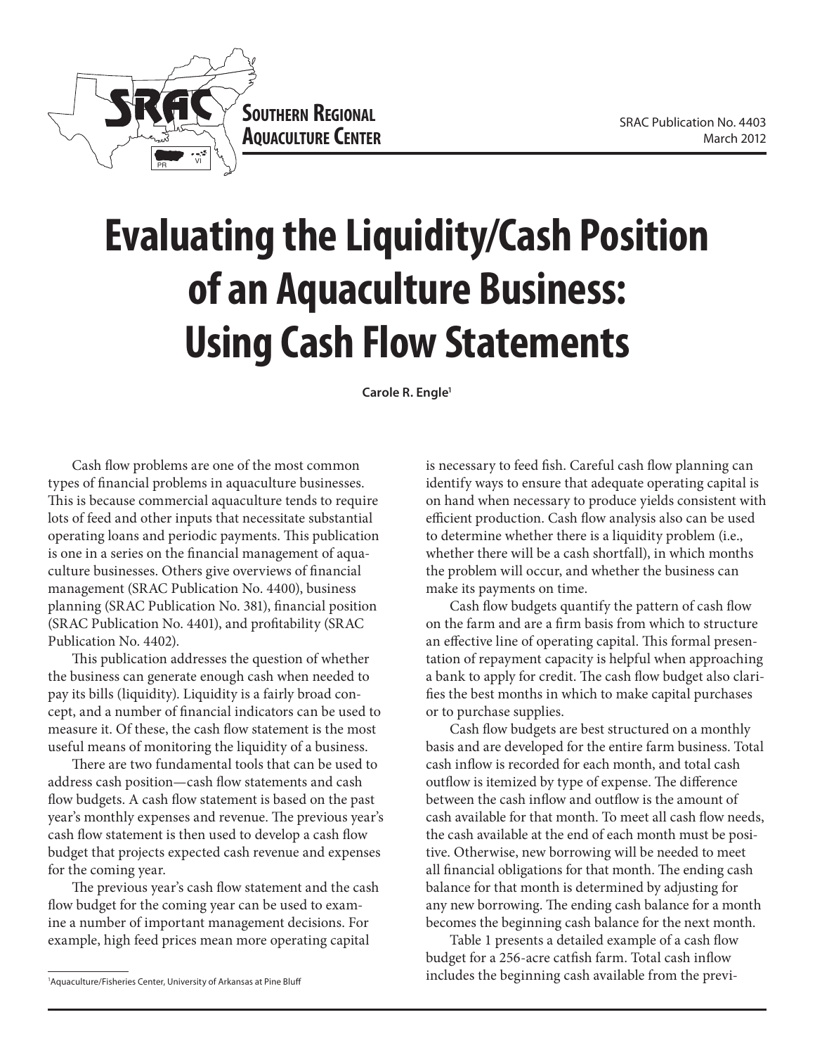SOUTHERN REGIONAL AQUACULTURE CENTER

SRAC Publication No. 4403
March 2012

# Evaluating the Liquidity/Cash Position of an Aquaculture Business: Using Cash Flow Statements

**Carole R. Engle**[1]

Cash flow problems are one of the most common types of financial problems in aquaculture businesses. This is because commercial aquaculture tends to require lots of feed and other inputs that necessitate substantial operating loans and periodic payments. This publication is one in a series on the financial management of aquaculture businesses. Others give overviews of financial management (SRAC Publication No. 4400), business planning (SRAC Publication No. 381), financial position (SRAC Publication No. 4401), and profitability (SRAC Publication No. 4402).

This publication addresses the question of whether the business can generate enough cash when needed to pay its bills (liquidity). Liquidity is a fairly broad concept, and a number of financial indicators can be used to measure it. Of these, the cash flow statement is the most useful means of monitoring the liquidity of a business.

There are two fundamental tools that can be used to address cash position—cash flow statements and cash flow budgets. A cash flow statement is based on the past year's monthly expenses and revenue. The previous year's cash flow statement is then used to develop a cash flow budget that projects expected cash revenue and expenses for the coming year.

The previous year's cash flow statement and the cash flow budget for the coming year can be used to examine a number of important management decisions. For example, high feed prices mean more operating capital is necessary to feed fish. Careful cash flow planning can identify ways to ensure that adequate operating capital is on hand when necessary to produce yields consistent with efficient production. Cash flow analysis also can be used to determine whether there is a liquidity problem (i.e., whether there will be a cash shortfall), in which months the problem will occur, and whether the business can make its payments on time.

Cash flow budgets quantify the pattern of cash flow on the farm and are a firm basis from which to structure an effective line of operating capital. This formal presentation of repayment capacity is helpful when approaching a bank to apply for credit. The cash flow budget also clarifies the best months in which to make capital purchases or to purchase supplies.

Cash flow budgets are best structured on a monthly basis and are developed for the entire farm business. Total cash inflow is recorded for each month, and total cash outflow is itemized by type of expense. The difference between the cash inflow and outflow is the amount of cash available for that month. To meet all cash flow needs, the cash available at the end of each month must be positive. Otherwise, new borrowing will be needed to meet all financial obligations for that month. The ending cash balance for that month is determined by adjusting for any new borrowing. The ending cash balance for a month becomes the beginning cash balance for the next month.

Table 1 presents a detailed example of a cash flow budget for a 256-acre catfish farm. Total cash inflow includes the beginning cash available from the previ-

[1] Aquaculture/Fisheries Center, University of Arkansas at Pine Bluff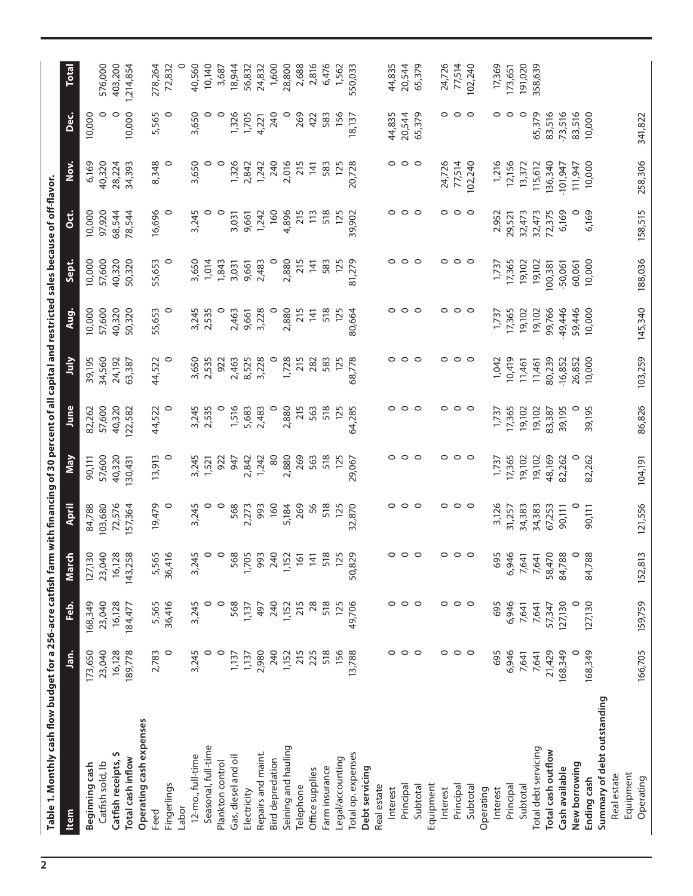**Table 1. Monthly cash flow budget for a 256-acre catfish farm with financing of 30 percent of all capital and restricted sales because of off-flavor.**

| Item | Jan. | Feb. | March | April | May | June | July | Aug. | Sept. | Oct. | Nov. | Dec. | Total |
|---|---|---|---|---|---|---|---|---|---|---|---|---|---|
| **Beginning cash** | 173,650 | 168,349 | 127,130 | 84,788 | 90,111 | 82,262 | 39,195 | 10,000 | 10,000 | 10,000 | 6,169 | 10,000 | |
| Catfish sold, lb | 23,040 | 23,040 | 23,040 | 103,680 | 57,600 | 57,600 | 34,560 | 57,600 | 57,600 | 97,920 | 40,320 | 0 | 576,000 |
| **Catfish receipts, $** | 16,128 | 16,128 | 16,128 | 72,576 | 40,320 | 40,320 | 24,192 | 40,320 | 40,320 | 68,544 | 28,224 | 0 | 403,200 |
| **Total cash inflow** | 189,778 | 184,477 | 143,258 | 157,364 | 130,431 | 122,582 | 63,387 | 50,320 | 50,320 | 78,544 | 34,393 | 10,000 | 1,214,854 |
| **Operating cash expenses** | | | | | | | | | | | | | |
| Feed | 2,783 | 5,565 | 5,565 | 19,479 | 13,913 | 44,522 | 44,522 | 55,653 | 55,653 | 16,696 | 8,348 | 5,565 | 278,264 |
| Fingerlings | 0 | 36,416 | 36,416 | 0 | 0 | 0 | 0 | 0 | 0 | 0 | 0 | 0 | 72,832 |
| Labor | | | | | | | | | | | | | 0 |
| 12-mo., full-time | 3,245 | 3,245 | 3,245 | 3,245 | 3,245 | 3,245 | 3,650 | 3,245 | 3,650 | 3,245 | 3,650 | 3,650 | 40,560 |
| Seasonal, full-time | 0 | 0 | 0 | 0 | 1,521 | 2,535 | 2,535 | 2,535 | 1,014 | 0 | 0 | 0 | 10,140 |
| Plankton control | 0 | 0 | 0 | 0 | 922 | 0 | 922 | 0 | 1,843 | 0 | 0 | 0 | 3,687 |
| Gas, diesel and oil | 1,137 | 568 | 568 | 568 | 947 | 1,516 | 2,463 | 2,463 | 3,031 | 3,031 | 1,326 | 1,326 | 18,944 |
| Electricity | 1,137 | 1,137 | 1,705 | 2,273 | 2,842 | 5,683 | 8,525 | 9,661 | 9,661 | 9,661 | 2,842 | 1,705 | 56,832 |
| Repairs and maint. | 2,980 | 497 | 993 | 993 | 1,242 | 2,483 | 3,228 | 3,228 | 2,483 | 1,242 | 1,242 | 4,221 | 24,832 |
| Bird depredation | 240 | 240 | 240 | 160 | 80 | 0 | 0 | 0 | 0 | 160 | 240 | 240 | 1,600 |
| Seining and hauling | 1,152 | 1,152 | 1,152 | 5,184 | 2,880 | 2,880 | 1,728 | 2,880 | 2,880 | 4,896 | 2,016 | 0 | 28,800 |
| Telephone | 215 | 215 | 161 | 269 | 269 | 215 | 215 | 215 | 215 | 215 | 215 | 269 | 2,688 |
| Office supplies | 225 | 28 | 141 | 56 | 563 | 563 | 282 | 141 | 141 | 113 | 141 | 422 | 2,816 |
| Farm insurance | 518 | 518 | 518 | 518 | 518 | 518 | 583 | 518 | 583 | 518 | 583 | 583 | 6,476 |
| Legal/accounting | 156 | 125 | 125 | 125 | 125 | 125 | 125 | 125 | 125 | 125 | 125 | 156 | 1,562 |
| Total op. expenses | 13,788 | 49,706 | 50,829 | 32,870 | 29,067 | 64,285 | 68,778 | 80,664 | 81,279 | 39,902 | 20,728 | 18,137 | 550,033 |
| **Debt servicing** | | | | | | | | | | | | | |
| Real estate | | | | | | | | | | | | | |
| Interest | 0 | 0 | 0 | 0 | 0 | 0 | 0 | 0 | 0 | 0 | 0 | 44,835 | 44,835 |
| Principal | 0 | 0 | 0 | 0 | 0 | 0 | 0 | 0 | 0 | 0 | 0 | 20,544 | 20,544 |
| Subtotal | 0 | 0 | 0 | 0 | 0 | 0 | 0 | 0 | 0 | 0 | 0 | 65,379 | 65,379 |
| Equipment | | | | | | | | | | | | | |
| Interest | 0 | 0 | 0 | 0 | 0 | 0 | 0 | 0 | 0 | 0 | 24,726 | 0 | 24,726 |
| Principal | 0 | 0 | 0 | 0 | 0 | 0 | 0 | 0 | 0 | 0 | 77,514 | 0 | 77,514 |
| Subtotal | 0 | 0 | 0 | 0 | 0 | 0 | 0 | 0 | 0 | 0 | 102,240 | 0 | 102,240 |
| Operating | | | | | | | | | | | | | |
| Interest | 695 | 695 | 695 | 3,126 | 1,737 | 1,737 | 1,042 | 1,737 | 1,737 | 2,952 | 1,216 | 0 | 17,369 |
| Principal | 6,946 | 6,946 | 6,946 | 31,257 | 17,365 | 17,365 | 10,419 | 17,365 | 17,365 | 29,521 | 12,156 | 0 | 173,651 |
| Subtotal | 7,641 | 7,641 | 7,641 | 34,383 | 19,102 | 19,102 | 11,461 | 19,102 | 19,102 | 32,473 | 13,372 | 0 | 191,020 |
| Total debt servicing | 7,641 | 7,641 | 7,641 | 34,383 | 19,102 | 19,102 | 11,461 | 19,102 | 19,102 | 32,473 | 115,612 | 65,379 | 358,639 |
| **Total cash outflow** | 21,429 | 57,347 | 58,470 | 67,253 | 48,169 | 83,387 | 80,239 | 99,766 | 100,381 | 72,375 | 136,340 | 83,516 | |
| **Cash available** | 168,349 | 127,130 | 84,788 | 90,111 | 82,262 | 39,195 | -16,852 | -49,446 | -50,061 | 6,169 | -101,947 | -73,516 | |
| **New borrowing** | 0 | 0 | 0 | 0 | 0 | 0 | 26,852 | 59,446 | 60,061 | 0 | 111,947 | 83,516 | |
| **Ending cash** | 168,349 | 127,130 | 84,788 | 90,111 | 82,262 | 39,195 | 10,000 | 10,000 | 10,000 | 6,169 | 10,000 | 10,000 | |
| **Summary of debt outstanding** | | | | | | | | | | | | | |
| Real estate | | | | | | | | | | | | | |
| Equipment | | | | | | | | | | | | | |
| Operating | 166,705 | 159,759 | 152,813 | 121,556 | 104,191 | 86,826 | 103,259 | 145,340 | 188,036 | 158,515 | 258,306 | 341,822 | |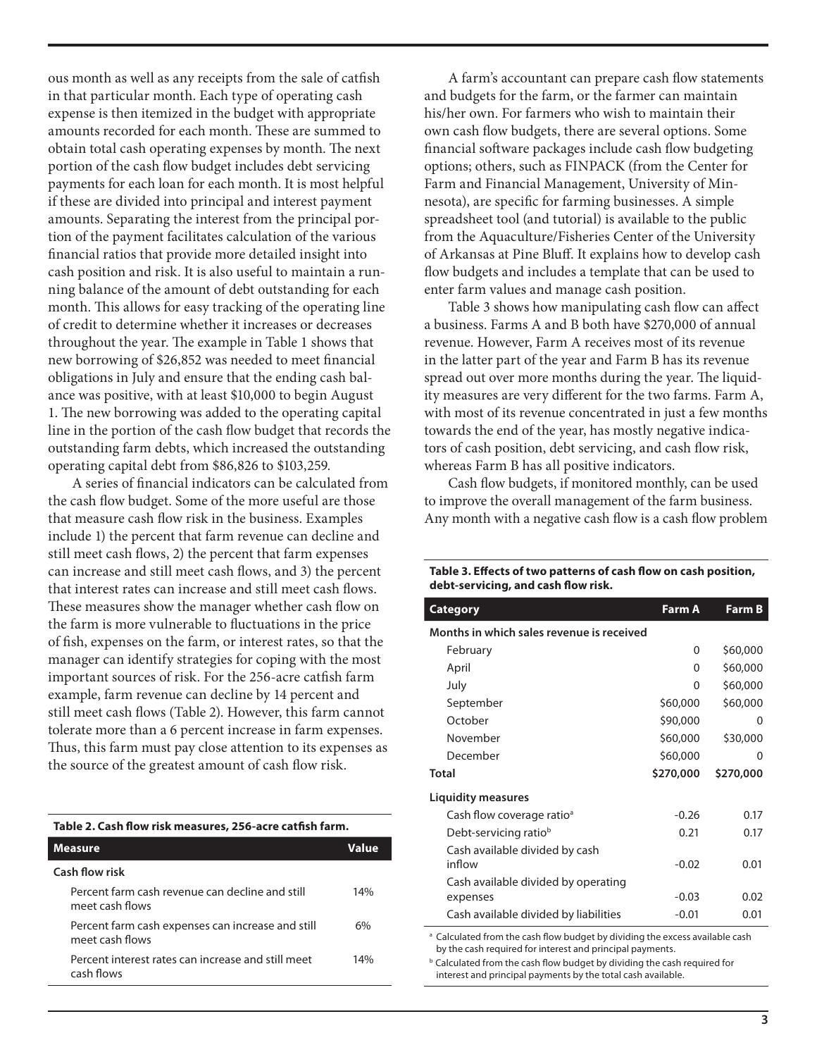ous month as well as any receipts from the sale of catfish in that particular month. Each type of operating cash expense is then itemized in the budget with appropriate amounts recorded for each month. These are summed to obtain total cash operating expenses by month. The next portion of the cash flow budget includes debt servicing payments for each loan for each month. It is most helpful if these are divided into principal and interest payment amounts. Separating the interest from the principal portion of the payment facilitates calculation of the various financial ratios that provide more detailed insight into cash position and risk. It is also useful to maintain a running balance of the amount of debt outstanding for each month. This allows for easy tracking of the operating line of credit to determine whether it increases or decreases throughout the year. The example in Table 1 shows that new borrowing of $26,852 was needed to meet financial obligations in July and ensure that the ending cash balance was positive, with at least $10,000 to begin August 1. The new borrowing was added to the operating capital line in the portion of the cash flow budget that records the outstanding farm debts, which increased the outstanding operating capital debt from $86,826 to $103,259.

A series of financial indicators can be calculated from the cash flow budget. Some of the more useful are those that measure cash flow risk in the business. Examples include 1) the percent that farm revenue can decline and still meet cash flows, 2) the percent that farm expenses can increase and still meet cash flows, and 3) the percent that interest rates can increase and still meet cash flows. These measures show the manager whether cash flow on the farm is more vulnerable to fluctuations in the price of fish, expenses on the farm, or interest rates, so that the manager can identify strategies for coping with the most important sources of risk. For the 256-acre catfish farm example, farm revenue can decline by 14 percent and still meet cash flows (Table 2). However, this farm cannot tolerate more than a 6 percent increase in farm expenses. Thus, this farm must pay close attention to its expenses as the source of the greatest amount of cash flow risk.

**Table 2. Cash flow risk measures, 256-acre catfish farm.**

| Measure | Value |
|---|---|
| **Cash flow risk** | |
| Percent farm cash revenue can decline and still meet cash flows | 14% |
| Percent farm cash expenses can increase and still meet cash flows | 6% |
| Percent interest rates can increase and still meet cash flows | 14% |

A farm's accountant can prepare cash flow statements and budgets for the farm, or the farmer can maintain his/her own. For farmers who wish to maintain their own cash flow budgets, there are several options. Some financial software packages include cash flow budgeting options; others, such as FINPACK (from the Center for Farm and Financial Management, University of Minnesota), are specific for farming businesses. A simple spreadsheet tool (and tutorial) is available to the public from the Aquaculture/Fisheries Center of the University of Arkansas at Pine Bluff. It explains how to develop cash flow budgets and includes a template that can be used to enter farm values and manage cash position.

Table 3 shows how manipulating cash flow can affect a business. Farms A and B both have $270,000 of annual revenue. However, Farm A receives most of its revenue in the latter part of the year and Farm B has its revenue spread out over more months during the year. The liquidity measures are very different for the two farms. Farm A, with most of its revenue concentrated in just a few months towards the end of the year, has mostly negative indicators of cash position, debt servicing, and cash flow risk, whereas Farm B has all positive indicators.

Cash flow budgets, if monitored monthly, can be used to improve the overall management of the farm business. Any month with a negative cash flow is a cash flow problem

**Table 3. Effects of two patterns of cash flow on cash position, debt-servicing, and cash flow risk.**

| Category | Farm A | Farm B |
|---|---|---|
| **Months in which sales revenue is received** | | |
| February | 0 | $60,000 |
| April | 0 | $60,000 |
| July | 0 | $60,000 |
| September | $60,000 | $60,000 |
| October | $90,000 | 0 |
| November | $60,000 | $30,000 |
| December | $60,000 | 0 |
| **Total** | **$270,000** | **$270,000** |
| **Liquidity measures** | | |
| Cash flow coverage ratio[a] | -0.26 | 0.17 |
| Debt-servicing ratio[b] | 0.21 | 0.17 |
| Cash available divided by cash inflow | -0.02 | 0.01 |
| Cash available divided by operating expenses | -0.03 | 0.02 |
| Cash available divided by liabilities | -0.01 | 0.01 |

[a] Calculated from the cash flow budget by dividing the excess available cash by the cash required for interest and principal payments.

[b] Calculated from the cash flow budget by dividing the cash required for interest and principal payments by the total cash available.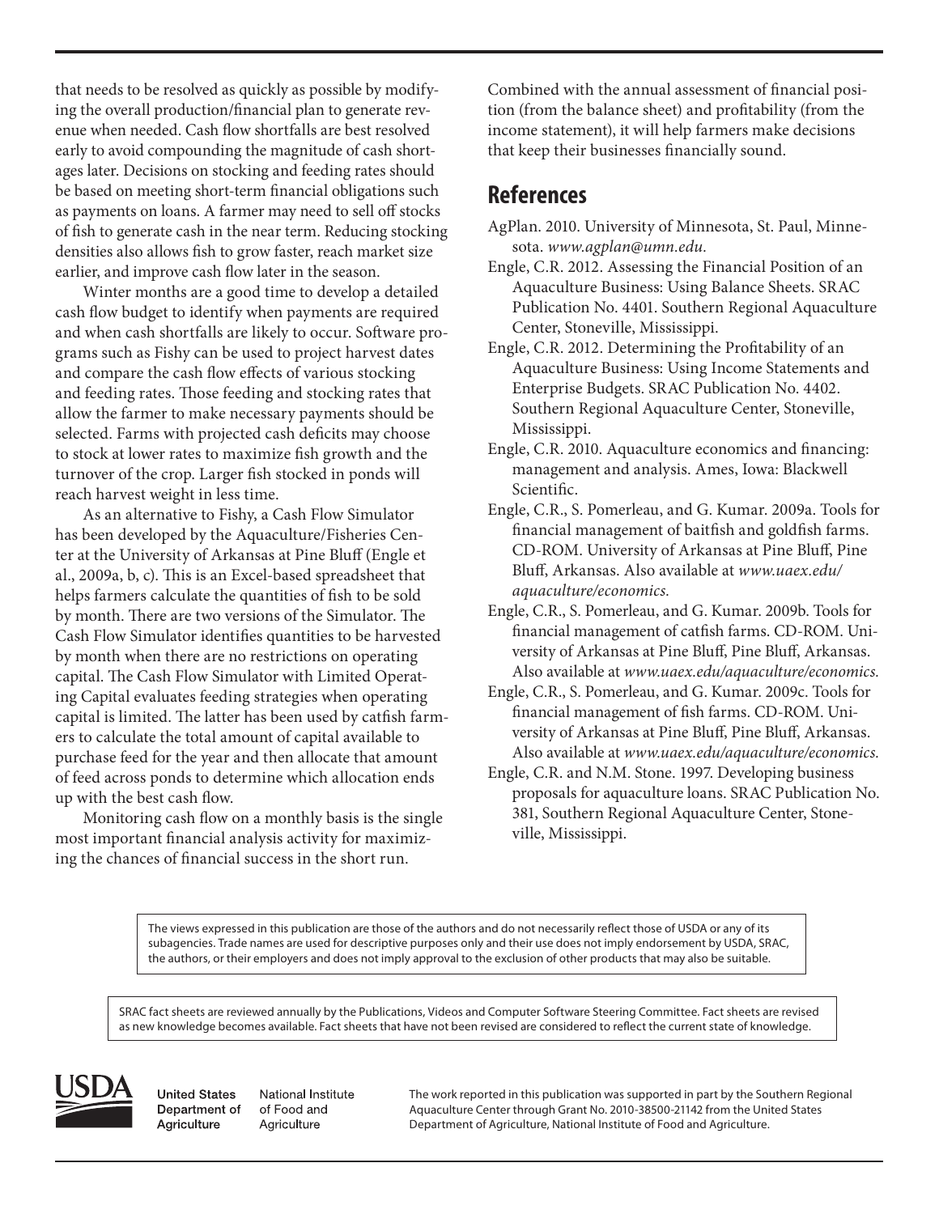that needs to be resolved as quickly as possible by modifying the overall production/financial plan to generate revenue when needed. Cash flow shortfalls are best resolved early to avoid compounding the magnitude of cash shortages later. Decisions on stocking and feeding rates should be based on meeting short-term financial obligations such as payments on loans. A farmer may need to sell off stocks of fish to generate cash in the near term. Reducing stocking densities also allows fish to grow faster, reach market size earlier, and improve cash flow later in the season.

Winter months are a good time to develop a detailed cash flow budget to identify when payments are required and when cash shortfalls are likely to occur. Software programs such as Fishy can be used to project harvest dates and compare the cash flow effects of various stocking and feeding rates. Those feeding and stocking rates that allow the farmer to make necessary payments should be selected. Farms with projected cash deficits may choose to stock at lower rates to maximize fish growth and the turnover of the crop. Larger fish stocked in ponds will reach harvest weight in less time.

As an alternative to Fishy, a Cash Flow Simulator has been developed by the Aquaculture/Fisheries Center at the University of Arkansas at Pine Bluff (Engle et al., 2009a, b, c). This is an Excel-based spreadsheet that helps farmers calculate the quantities of fish to be sold by month. There are two versions of the Simulator. The Cash Flow Simulator identifies quantities to be harvested by month when there are no restrictions on operating capital. The Cash Flow Simulator with Limited Operating Capital evaluates feeding strategies when operating capital is limited. The latter has been used by catfish farmers to calculate the total amount of capital available to purchase feed for the year and then allocate that amount of feed across ponds to determine which allocation ends up with the best cash flow.

Monitoring cash flow on a monthly basis is the single most important financial analysis activity for maximizing the chances of financial success in the short run. Combined with the annual assessment of financial position (from the balance sheet) and profitability (from the income statement), it will help farmers make decisions that keep their businesses financially sound.

## References

AgPlan. 2010. University of Minnesota, St. Paul, Minnesota. *www.agplan@umn.edu.*

Engle, C.R. 2012. Assessing the Financial Position of an Aquaculture Business: Using Balance Sheets. SRAC Publication No. 4401. Southern Regional Aquaculture Center, Stoneville, Mississippi.

Engle, C.R. 2012. Determining the Profitability of an Aquaculture Business: Using Income Statements and Enterprise Budgets. SRAC Publication No. 4402. Southern Regional Aquaculture Center, Stoneville, Mississippi.

Engle, C.R. 2010. Aquaculture economics and financing: management and analysis. Ames, Iowa: Blackwell Scientific.

Engle, C.R., S. Pomerleau, and G. Kumar. 2009a. Tools for financial management of baitfish and goldfish farms. CD-ROM. University of Arkansas at Pine Bluff, Pine Bluff, Arkansas. Also available at *www.uaex.edu/aquaculture/economics.*

Engle, C.R., S. Pomerleau, and G. Kumar. 2009b. Tools for financial management of catfish farms. CD-ROM. University of Arkansas at Pine Bluff, Pine Bluff, Arkansas. Also available at *www.uaex.edu/aquaculture/economics.*

Engle, C.R., S. Pomerleau, and G. Kumar. 2009c. Tools for financial management of fish farms. CD-ROM. University of Arkansas at Pine Bluff, Pine Bluff, Arkansas. Also available at *www.uaex.edu/aquaculture/economics.*

Engle, C.R. and N.M. Stone. 1997. Developing business proposals for aquaculture loans. SRAC Publication No. 381, Southern Regional Aquaculture Center, Stoneville, Mississippi.

The views expressed in this publication are those of the authors and do not necessarily reflect those of USDA or any of its subagencies. Trade names are used for descriptive purposes only and their use does not imply endorsement by USDA, SRAC, the authors, or their employers and does not imply approval to the exclusion of other products that may also be suitable.

SRAC fact sheets are reviewed annually by the Publications, Videos and Computer Software Steering Committee. Fact sheets are revised as new knowledge becomes available. Fact sheets that have not been revised are considered to reflect the current state of knowledge.

USDA United States Department of Agriculture National Institute of Food and Agriculture

The work reported in this publication was supported in part by the Southern Regional Aquaculture Center through Grant No. 2010-38500-21142 from the United States Department of Agriculture, National Institute of Food and Agriculture.